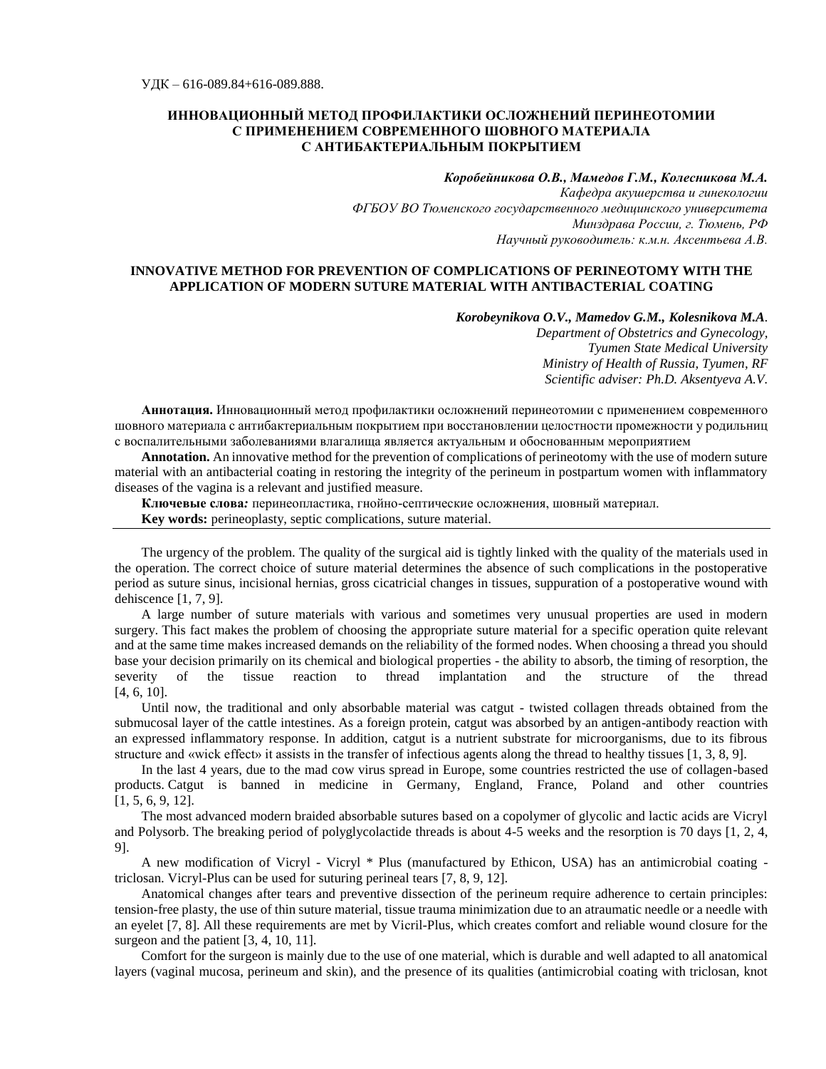УДК – 616-089.84+616-089.888.

# ИННОВАЦИОННЫЙ МЕТОД ПРОФИЛАКТИКИ ОСЛОЖНЕНИЙ ПЕРИНЕОТОМИИ С ПРИМЕНЕНИЕМ СОВРЕМЕННОГО ШОВНОГО МАТЕРИАЛА С АНТИБАКТЕРИАЛЬНЫМ ПОКРЫТИЕМ

***Коробейникова О.В., Мамедов Г.М., Колесникова М.А.***

*Кафедра акушерства и гинекологии*
*ФГБОУ ВО Тюменского государственного медицинского университета*
*Минздрава России, г. Тюмень, РФ*
*Научный руководитель: к.м.н. Аксентьева А.В.*

# INNOVATIVE METHOD FOR PREVENTION OF COMPLICATIONS OF PERINEOTOMY WITH THE APPLICATION OF MODERN SUTURE MATERIAL WITH ANTIBACTERIAL COATING

***Korobeynikova O.V., Mamedov G.M., Kolesnikova M.A.***

*Department of Obstetrics and Gynecology,*
*Tyumen State Medical University*
*Ministry of Health of Russia, Tyumen, RF*
*Scientific adviser: Ph.D. Aksentyeva A.V.*

**Аннотация.** Инновационный метод профилактики осложнений перинеотомии с применением современного шовного материала с антибактериальным покрытием при восстановлении целостности промежности у родильниц с воспалительными заболеваниями влагалища является актуальным и обоснованным мероприятием

**Annotation.** An innovative method for the prevention of complications of perineotomy with the use of modern suture material with an antibacterial coating in restoring the integrity of the perineum in postpartum women with inflammatory diseases of the vagina is a relevant and justified measure.

**Ключевые слова*:*** перинеопластика, гнойно-септические осложнения, шовный материал.

**Key words:** perineoplasty, septic complications, suture material.

---

The urgency of the problem. The quality of the surgical aid is tightly linked with the quality of the materials used in the operation. The correct choice of suture material determines the absence of such complications in the postoperative period as suture sinus, incisional hernias, gross cicatricial changes in tissues, suppuration of a postoperative wound with dehiscence [1, 7, 9].

A large number of suture materials with various and sometimes very unusual properties are used in modern surgery. This fact makes the problem of choosing the appropriate suture material for a specific operation quite relevant and at the same time makes increased demands on the reliability of the formed nodes. When choosing a thread you should base your decision primarily on its chemical and biological properties - the ability to absorb, the timing of resorption, the severity of the tissue reaction to thread implantation and the structure of the thread [4, 6, 10].

Until now, the traditional and only absorbable material was catgut - twisted collagen threads obtained from the submucosal layer of the cattle intestines. As a foreign protein, catgut was absorbed by an antigen-antibody reaction with an expressed inflammatory response. In addition, catgut is a nutrient substrate for microorganisms, due to its fibrous structure and «wick effect» it assists in the transfer of infectious agents along the thread to healthy tissues [1, 3, 8, 9].

In the last 4 years, due to the mad cow virus spread in Europe, some countries restricted the use of collagen-based products. Catgut is banned in medicine in Germany, England, France, Poland and other countries [1, 5, 6, 9, 12].

The most advanced modern braided absorbable sutures based on a copolymer of glycolic and lactic acids are Vicryl and Polysorb. The breaking period of polyglycolactide threads is about 4-5 weeks and the resorption is 70 days [1, 2, 4, 9].

A new modification of Vicryl - Vicryl * Plus (manufactured by Ethicon, USA) has an antimicrobial coating - triclosan. Vicryl-Plus can be used for suturing perineal tears [7, 8, 9, 12].

Anatomical changes after tears and preventive dissection of the perineum require adherence to certain principles: tension-free plasty, the use of thin suture material, tissue trauma minimization due to an atraumatic needle or a needle with an eyelet [7, 8]. All these requirements are met by Vicril-Plus, which creates comfort and reliable wound closure for the surgeon and the patient [3, 4, 10, 11].

Comfort for the surgeon is mainly due to the use of one material, which is durable and well adapted to all anatomical layers (vaginal mucosa, perineum and skin), and the presence of its qualities (antimicrobial coating with triclosan, knot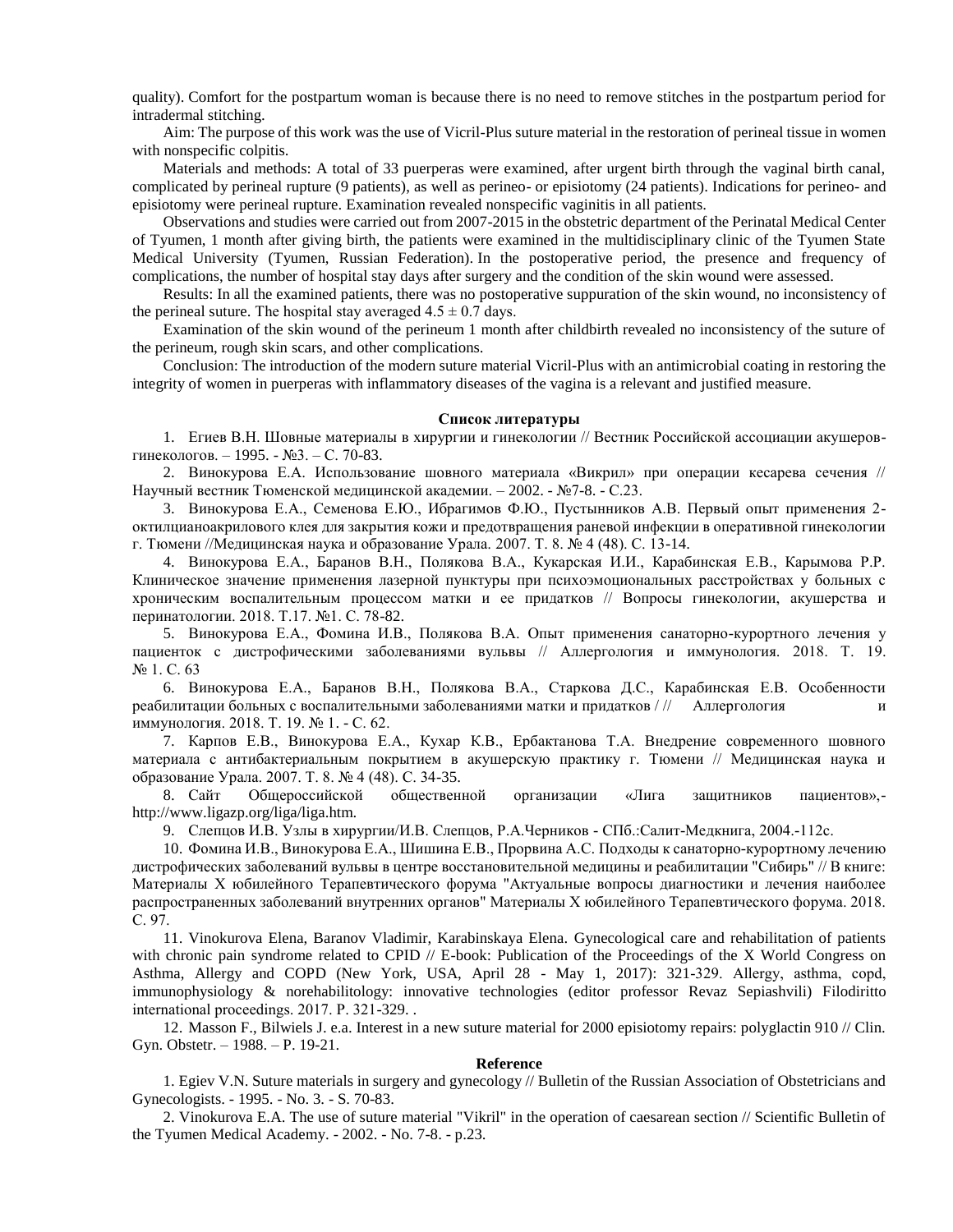quality). Comfort for the postpartum woman is because there is no need to remove stitches in the postpartum period for intradermal stitching.

Aim: The purpose of this work was the use of Vicril-Plus suture material in the restoration of perineal tissue in women with nonspecific colpitis.

Materials and methods: A total of 33 puerperas were examined, after urgent birth through the vaginal birth canal, complicated by perineal rupture (9 patients), as well as perineo- or episiotomy (24 patients). Indications for perineo- and episiotomy were perineal rupture. Examination revealed nonspecific vaginitis in all patients.

Observations and studies were carried out from 2007-2015 in the obstetric department of the Perinatal Medical Center of Tyumen, 1 month after giving birth, the patients were examined in the multidisciplinary clinic of the Tyumen State Medical University (Tyumen, Russian Federation). In the postoperative period, the presence and frequency of complications, the number of hospital stay days after surgery and the condition of the skin wound were assessed.

Results: In all the examined patients, there was no postoperative suppuration of the skin wound, no inconsistency of the perineal suture. The hospital stay averaged $4.5 \pm 0.7$ days.

Examination of the skin wound of the perineum 1 month after childbirth revealed no inconsistency of the suture of the perineum, rough skin scars, and other complications.

Conclusion: The introduction of the modern suture material Vicril-Plus with an antimicrobial coating in restoring the integrity of women in puerperas with inflammatory diseases of the vagina is a relevant and justified measure.

**Список литературы**

1. Егиев В.Н. Шовные материалы в хирургии и гинекологии // Вестник Российской ассоциации акушеров-гинекологов. – 1995. - №3. – С. 70-83.

2. Винокурова Е.А. Использование шовного материала «Викрил» при операции кесарева сечения // Научный вестник Тюменской медицинской академии. – 2002. - №7-8. - С.23.

3. Винокурова Е.А., Семенова Е.Ю., Ибрагимов Ф.Ю., Пустынников А.В. Первый опыт применения 2-октилцианоакрилового клея для закрытия кожи и предотвращения раневой инфекции в оперативной гинекологии г. Тюмени //Медицинская наука и образование Урала. 2007. Т. 8. № 4 (48). С. 13-14.

4. Винокурова Е.А., Баранов В.Н., Полякова В.А., Кукарская И.И., Карабинская Е.В., Карымова Р.Р. Клиническое значение применения лазерной пунктуры при психоэмоциональных расстройствах у больных с хроническим воспалительным процессом матки и ее придатков // Вопросы гинекологии, акушерства и перинатологии. 2018. Т.17. №1. С. 78-82.

5. Винокурова Е.А., Фомина И.В., Полякова В.А. Опыт применения санаторно-курортного лечения у пациенток с дистрофическими заболеваниями вульвы // Аллергология и иммунология. 2018. Т. 19. № 1. С. 63

6. Винокурова Е.А., Баранов В.Н., Полякова В.А., Старкова Д.С., Карабинская Е.В. Особенности реабилитации больных с воспалительными заболеваниями матки и придатков / // Аллергология и иммунология. 2018. Т. 19. № 1. - С. 62.

7. Карпов Е.В., Винокурова Е.А., Кухар К.В., Ербактанова Т.А. Внедрение современного шовного материала с антибактериальным покрытием в акушерскую практику г. Тюмени // Медицинская наука и образование Урала. 2007. Т. 8. № 4 (48). С. 34-35.

8. Сайт Общероссийской общественной организации «Лига защитников пациентов»,- http://www.ligazp.org/liga/liga.htm.

9. Слепцов И.В. Узлы в хирургии/И.В. Слепцов, Р.А.Черников - СПб.:Салит-Медкнига, 2004.-112с.

10. Фомина И.В., Винокурова Е.А., Шишина Е.В., Прорвина А.С. Подходы к санаторно-курортному лечению дистрофических заболеваний вульвы в центре восстановительной медицины и реабилитации "Сибирь" // В книге: Материалы X юбилейного Терапевтического форума "Актуальные вопросы диагностики и лечения наиболее распространенных заболеваний внутренних органов" Материалы X юбилейного Терапевтического форума. 2018. С. 97.

11. Vinokurova Elena, Baranov Vladimir, Karabinskaya Elena. Gynecological care and rehabilitation of patients with chronic pain syndrome related to CPID // E-book: Publication of the Proceedings of the X World Congress on Asthma, Allergy and COPD (New York, USA, April 28 - May 1, 2017): 321-329. Allergy, asthma, copd, immunophysiology & norehabilitology: innovative technologies (editor professor Revaz Sepiashvili) Filodiritto international proceedings. 2017. P. 321-329. .

12. Masson F., Bilwiels J. e.a. Interest in a new suture material for 2000 episiotomy repairs: polyglactin 910 // Clin. Gyn. Obstetr. – 1988. – P. 19-21.

**Reference**

1. Egiev V.N. Suture materials in surgery and gynecology // Bulletin of the Russian Association of Obstetricians and Gynecologists. - 1995. - No. 3. - S. 70-83.

2. Vinokurova E.A. The use of suture material "Vikril" in the operation of caesarean section // Scientific Bulletin of the Tyumen Medical Academy. - 2002. - No. 7-8. - p.23.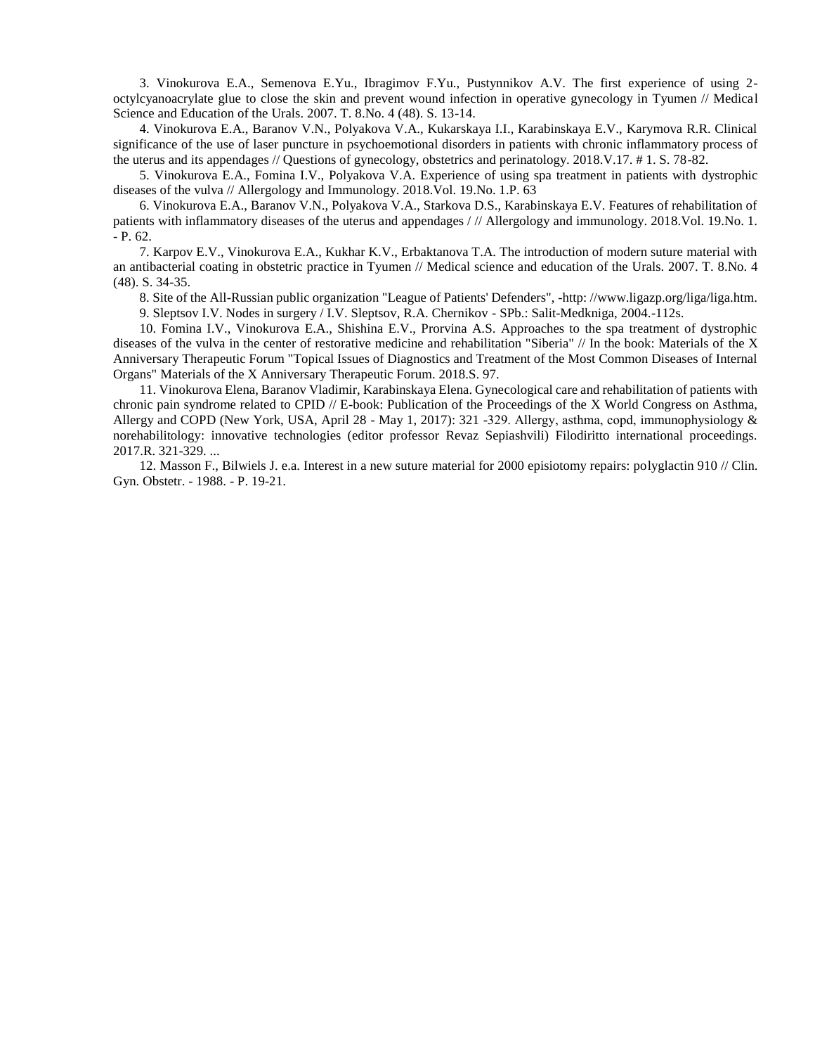3. Vinokurova E.A., Semenova E.Yu., Ibragimov F.Yu., Pustynnikov A.V. The first experience of using 2-octylcyanoacrylate glue to close the skin and prevent wound infection in operative gynecology in Tyumen // Medical Science and Education of the Urals. 2007. T. 8.No. 4 (48). S. 13-14.

4. Vinokurova E.A., Baranov V.N., Polyakova V.A., Kukarskaya I.I., Karabinskaya E.V., Karymova R.R. Clinical significance of the use of laser puncture in psychoemotional disorders in patients with chronic inflammatory process of the uterus and its appendages // Questions of gynecology, obstetrics and perinatology. 2018.V.17. # 1. S. 78-82.

5. Vinokurova E.A., Fomina I.V., Polyakova V.A. Experience of using spa treatment in patients with dystrophic diseases of the vulva // Allergology and Immunology. 2018.Vol. 19.No. 1.P. 63

6. Vinokurova E.A., Baranov V.N., Polyakova V.A., Starkova D.S., Karabinskaya E.V. Features of rehabilitation of patients with inflammatory diseases of the uterus and appendages / // Allergology and immunology. 2018.Vol. 19.No. 1. - P. 62.

7. Karpov E.V., Vinokurova E.A., Kukhar K.V., Erbaktanova T.A. The introduction of modern suture material with an antibacterial coating in obstetric practice in Tyumen // Medical science and education of the Urals. 2007. T. 8.No. 4 (48). S. 34-35.

8. Site of the All-Russian public organization "League of Patients' Defenders", -http: //www.ligazp.org/liga/liga.htm.

9. Sleptsov I.V. Nodes in surgery / I.V. Sleptsov, R.A. Chernikov - SPb.: Salit-Medkniga, 2004.-112s.

10. Fomina I.V., Vinokurova E.A., Shishina E.V., Prorvina A.S. Approaches to the spa treatment of dystrophic diseases of the vulva in the center of restorative medicine and rehabilitation "Siberia" // In the book: Materials of the X Anniversary Therapeutic Forum "Topical Issues of Diagnostics and Treatment of the Most Common Diseases of Internal Organs" Materials of the X Anniversary Therapeutic Forum. 2018.S. 97.

11. Vinokurova Elena, Baranov Vladimir, Karabinskaya Elena. Gynecological care and rehabilitation of patients with chronic pain syndrome related to CPID // E-book: Publication of the Proceedings of the X World Congress on Asthma, Allergy and COPD (New York, USA, April 28 - May 1, 2017): 321 -329. Allergy, asthma, copd, immunophysiology & norehabilitology: innovative technologies (editor professor Revaz Sepiashvili) Filodiritto international proceedings. 2017.R. 321-329. ...

12. Masson F., Bilwiels J. e.a. Interest in a new suture material for 2000 episiotomy repairs: polyglactin 910 // Clin. Gyn. Obstetr. - 1988. - P. 19-21.